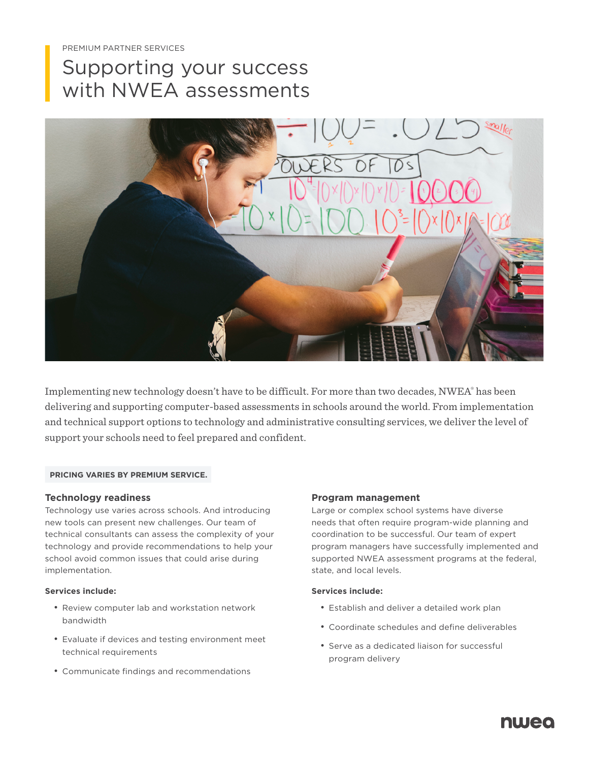PREMIUM PARTNER SERVICES

# Supporting your success with NWEA assessments

Implementing new technology doesn't have to be difficult. For more than two decades, NWEA® has been delivering and supporting computer-based assessments in schools around the world. From implementation and technical support options to technology and administrative consulting services, we deliver the level of support your schools need to feel prepared and confident.

**PRICING VARIES BY PREMIUM SERVICE.**

### Technology readiness

Technology use varies across schools. And introducing new tools can present new challenges. Our team of technical consultants can assess the complexity of your technology and provide recommendations to help your school avoid common issues that could arise during implementation.

**Services include:**

- Review computer lab and workstation network bandwidth
- Evaluate if devices and testing environment meet technical requirements
- Communicate findings and recommendations

### Program management

Large or complex school systems have diverse needs that often require program-wide planning and coordination to be successful. Our team of expert program managers have successfully implemented and supported NWEA assessment programs at the federal, state, and local levels.

**Services include:**

- Establish and deliver a detailed work plan
- Coordinate schedules and define deliverables
- Serve as a dedicated liaison for successful program delivery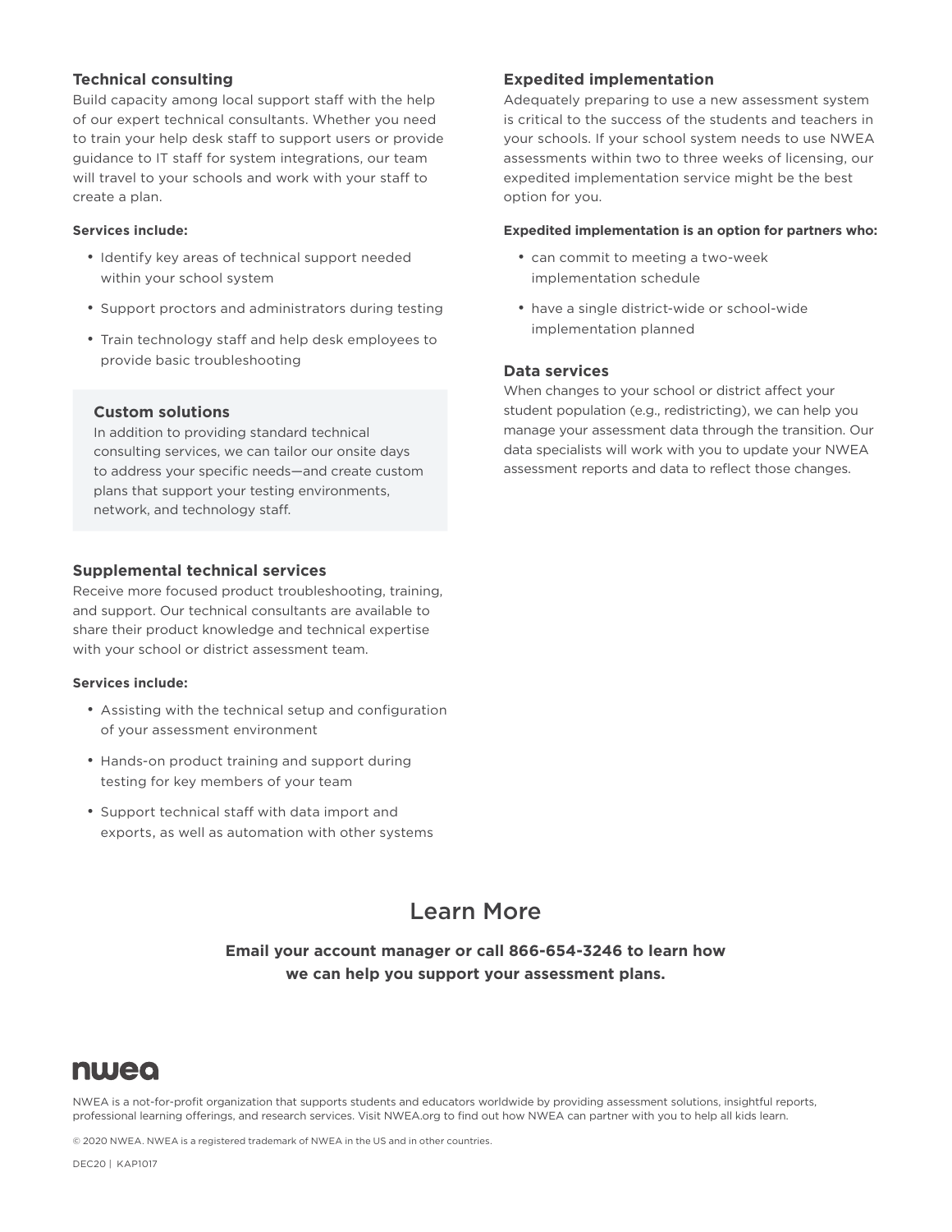### Technical consulting

Build capacity among local support staff with the help of our expert technical consultants. Whether you need to train your help desk staff to support users or provide guidance to IT staff for system integrations, our team will travel to your schools and work with your staff to create a plan.

**Services include:**

- Identify key areas of technical support needed within your school system
- Support proctors and administrators during testing
- Train technology staff and help desk employees to provide basic troubleshooting

### Custom solutions

In addition to providing standard technical consulting services, we can tailor our onsite days to address your specific needs—and create custom plans that support your testing environments, network, and technology staff.

### Supplemental technical services

Receive more focused product troubleshooting, training, and support. Our technical consultants are available to share their product knowledge and technical expertise with your school or district assessment team.

**Services include:**

- Assisting with the technical setup and configuration of your assessment environment
- Hands-on product training and support during testing for key members of your team
- Support technical staff with data import and exports, as well as automation with other systems

### Expedited implementation

Adequately preparing to use a new assessment system is critical to the success of the students and teachers in your schools. If your school system needs to use NWEA assessments within two to three weeks of licensing, our expedited implementation service might be the best option for you.

**Expedited implementation is an option for partners who:**

- can commit to meeting a two-week implementation schedule
- have a single district-wide or school-wide implementation planned

### Data services

When changes to your school or district affect your student population (e.g., redistricting), we can help you manage your assessment data through the transition. Our data specialists will work with you to update your NWEA assessment reports and data to reflect those changes.

## Learn More

**Email your account manager or call 866-654-3246 to learn how we can help you support your assessment plans.**

nwea

NWEA is a not-for-profit organization that supports students and educators worldwide by providing assessment solutions, insightful reports, professional learning offerings, and research services. Visit NWEA.org to find out how NWEA can partner with you to help all kids learn.

© 2020 NWEA. NWEA is a registered trademark of NWEA in the US and in other countries.

DEC20 | KAP1017